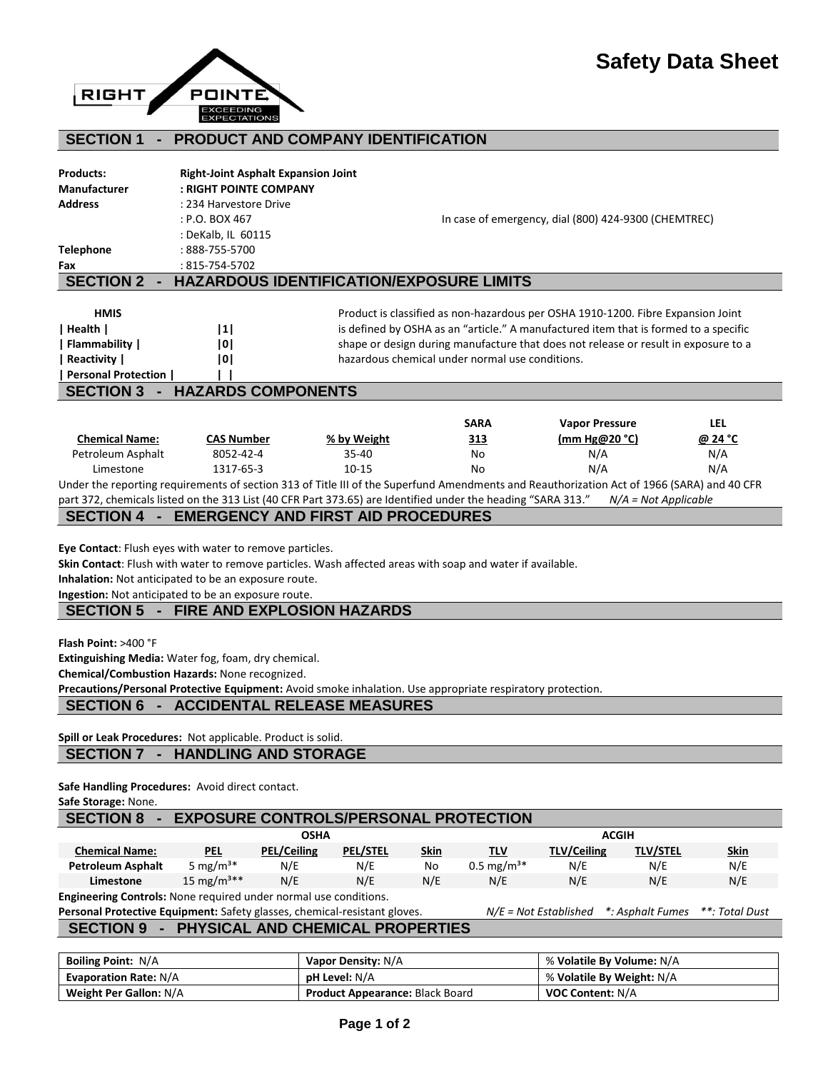RIGHT POINTE
EXCEEDING EXPECTATIONS

# Safety Data Sheet

## SECTION 1 - PRODUCT AND COMPANY IDENTIFICATION

**Products:** **Right-Joint Asphalt Expansion Joint**
**Manufacturer** **: RIGHT POINTE COMPANY**
**Address** : 234 Harvestore Drive
: P.O. BOX 467
: DeKalb, IL 60115
**Telephone** : 888-755-5700
**Fax** : 815-754-5702

In case of emergency, dial (800) 424-9300 (CHEMTREC)

## SECTION 2 - HAZARDOUS IDENTIFICATION/EXPOSURE LIMITS

| HMIS | |
|---|---|
| \| Health \| | \|1\| |
| \| Flammability \| | \|0\| |
| \| Reactivity \| | \|0\| |
| \| Personal Protection \| | \| \| |

Product is classified as non-hazardous per OSHA 1910-1200. Fibre Expansion Joint is defined by OSHA as an "article." A manufactured item that is formed to a specific shape or design during manufacture that does not release or result in exposure to a hazardous chemical under normal use conditions.

## SECTION 3 - HAZARDS COMPONENTS

| Chemical Name: | CAS Number | % by Weight | SARA 313 | Vapor Pressure (mm Hg@20 °C) | LEL @ 24 °C |
|---|---|---|---|---|---|
| Petroleum Asphalt | 8052-42-4 | 35-40 | No | N/A | N/A |
| Limestone | 1317-65-3 | 10-15 | No | N/A | N/A |

Under the reporting requirements of section 313 of Title III of the Superfund Amendments and Reauthorization Act of 1966 (SARA) and 40 CFR part 372, chemicals listed on the 313 List (40 CFR Part 373.65) are Identified under the heading "SARA 313." *N/A = Not Applicable*

## SECTION 4 - EMERGENCY AND FIRST AID PROCEDURES

**Eye Contact**: Flush eyes with water to remove particles.

**Skin Contact**: Flush with water to remove particles. Wash affected areas with soap and water if available.

**Inhalation:** Not anticipated to be an exposure route.

**Ingestion:** Not anticipated to be an exposure route.

## SECTION 5 - FIRE AND EXPLOSION HAZARDS

**Flash Point:** >400 °F

**Extinguishing Media:** Water fog, foam, dry chemical.

**Chemical/Combustion Hazards:** None recognized.

**Precautions/Personal Protective Equipment:** Avoid smoke inhalation. Use appropriate respiratory protection.

## SECTION 6 - ACCIDENTAL RELEASE MEASURES

**Spill or Leak Procedures:** Not applicable. Product is solid.

## SECTION 7 - HANDLING AND STORAGE

**Safe Handling Procedures:** Avoid direct contact.

**Safe Storage:** None.

## SECTION 8 - EXPOSURE CONTROLS/PERSONAL PROTECTION

| | OSHA | | | | ACGIH | | | |
|---|---|---|---|---|---|---|---|---|
| **Chemical Name:** | **PEL** | **PEL/Ceiling** | **PEL/STEL** | **Skin** | **TLV** | **TLV/Ceiling** | **TLV/STEL** | **Skin** |
| **Petroleum Asphalt** | 5 mg/m³* | N/E | N/E | No | 0.5 mg/m³* | N/E | N/E | N/E |
| **Limestone** | 15 mg/m³** | N/E | N/E | N/E | N/E | N/E | N/E | N/E |

**Engineering Controls:** None required under normal use conditions.

**Personal Protective Equipment:** Safety glasses, chemical-resistant gloves. *N/E = Not Established* *\*: Asphalt Fumes* *\*\*: Total Dust*

## SECTION 9 - PHYSICAL AND CHEMICAL PROPERTIES

| | | |
|---|---|---|
| **Boiling Point:** N/A | **Vapor Density:** N/A | % **Volatile By Volume:** N/A |
| **Evaporation Rate:** N/A | **pH Level:** N/A | % **Volatile By Weight:** N/A |
| **Weight Per Gallon:** N/A | **Product Appearance:** Black Board | **VOC Content:** N/A |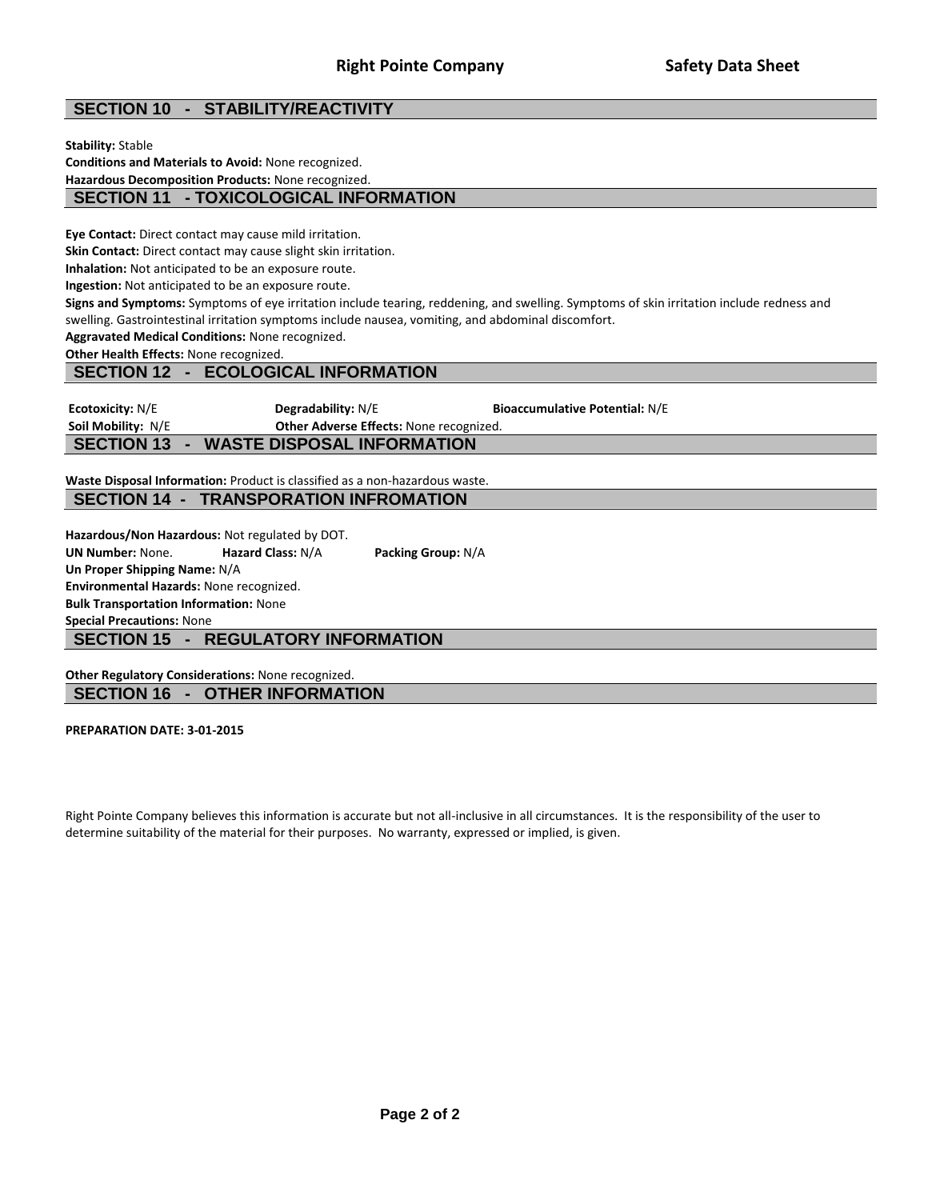## SECTION 10 - STABILITY/REACTIVITY

**Stability:** Stable

**Conditions and Materials to Avoid:** None recognized.

**Hazardous Decomposition Products:** None recognized.

## SECTION 11 - TOXICOLOGICAL INFORMATION

**Eye Contact:** Direct contact may cause mild irritation.

**Skin Contact:** Direct contact may cause slight skin irritation.

**Inhalation:** Not anticipated to be an exposure route.

**Ingestion:** Not anticipated to be an exposure route.

**Signs and Symptoms:** Symptoms of eye irritation include tearing, reddening, and swelling. Symptoms of skin irritation include redness and swelling. Gastrointestinal irritation symptoms include nausea, vomiting, and abdominal discomfort.

**Aggravated Medical Conditions:** None recognized.

**Other Health Effects:** None recognized.

## SECTION 12 - ECOLOGICAL INFORMATION

**Ecotoxicity:** N/E **Degradability:** N/E **Bioaccumulative Potential:** N/E

**Soil Mobility:** N/E **Other Adverse Effects:** None recognized.

## SECTION 13 - WASTE DISPOSAL INFORMATION

**Waste Disposal Information:** Product is classified as a non-hazardous waste.

## SECTION 14 - TRANSPORATION INFROMATION

**Hazardous/Non Hazardous:** Not regulated by DOT.

**UN Number:** None. **Hazard Class:** N/A **Packing Group:** N/A

**Un Proper Shipping Name:** N/A

**Environmental Hazards:** None recognized.

**Bulk Transportation Information:** None

**Special Precautions:** None

## SECTION 15 - REGULATORY INFORMATION

**Other Regulatory Considerations:** None recognized.

## SECTION 16 - OTHER INFORMATION

**PREPARATION DATE: 3-01-2015**

Right Pointe Company believes this information is accurate but not all-inclusive in all circumstances. It is the responsibility of the user to determine suitability of the material for their purposes. No warranty, expressed or implied, is given.